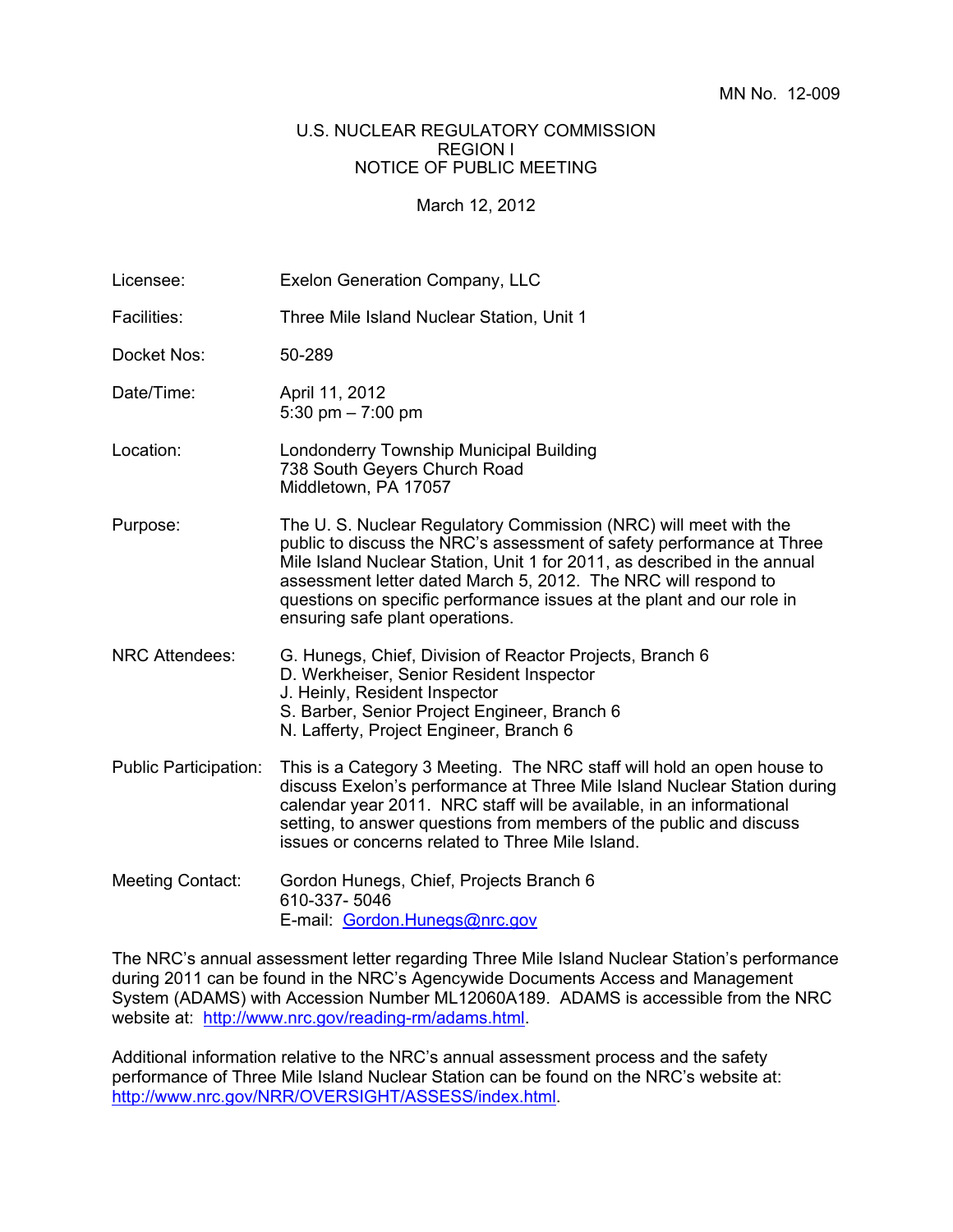MN No. 12-009

U.S. NUCLEAR REGULATORY COMMISSION
REGION I
NOTICE OF PUBLIC MEETING

March 12, 2012

| | |
|---|---|
| Licensee: | Exelon Generation Company, LLC |
| Facilities: | Three Mile Island Nuclear Station, Unit 1 |
| Docket Nos: | 50-289 |
| Date/Time: | April 11, 2012<br>5:30 pm – 7:00 pm |
| Location: | Londonderry Township Municipal Building<br>738 South Geyers Church Road<br>Middletown, PA 17057 |
| Purpose: | The U. S. Nuclear Regulatory Commission (NRC) will meet with the public to discuss the NRC's assessment of safety performance at Three Mile Island Nuclear Station, Unit 1 for 2011, as described in the annual assessment letter dated March 5, 2012. The NRC will respond to questions on specific performance issues at the plant and our role in ensuring safe plant operations. |
| NRC Attendees: | G. Hunegs, Chief, Division of Reactor Projects, Branch 6<br>D. Werkheiser, Senior Resident Inspector<br>J. Heinly, Resident Inspector<br>S. Barber, Senior Project Engineer, Branch 6<br>N. Lafferty, Project Engineer, Branch 6 |
| Public Participation: | This is a Category 3 Meeting. The NRC staff will hold an open house to discuss Exelon's performance at Three Mile Island Nuclear Station during calendar year 2011. NRC staff will be available, in an informational setting, to answer questions from members of the public and discuss issues or concerns related to Three Mile Island. |
| Meeting Contact: | Gordon Hunegs, Chief, Projects Branch 6<br>610-337- 5046<br>E-mail: Gordon.Hunegs@nrc.gov |

The NRC's annual assessment letter regarding Three Mile Island Nuclear Station's performance during 2011 can be found in the NRC's Agencywide Documents Access and Management System (ADAMS) with Accession Number ML12060A189. ADAMS is accessible from the NRC website at: http://www.nrc.gov/reading-rm/adams.html.

Additional information relative to the NRC's annual assessment process and the safety performance of Three Mile Island Nuclear Station can be found on the NRC's website at: http://www.nrc.gov/NRR/OVERSIGHT/ASSESS/index.html.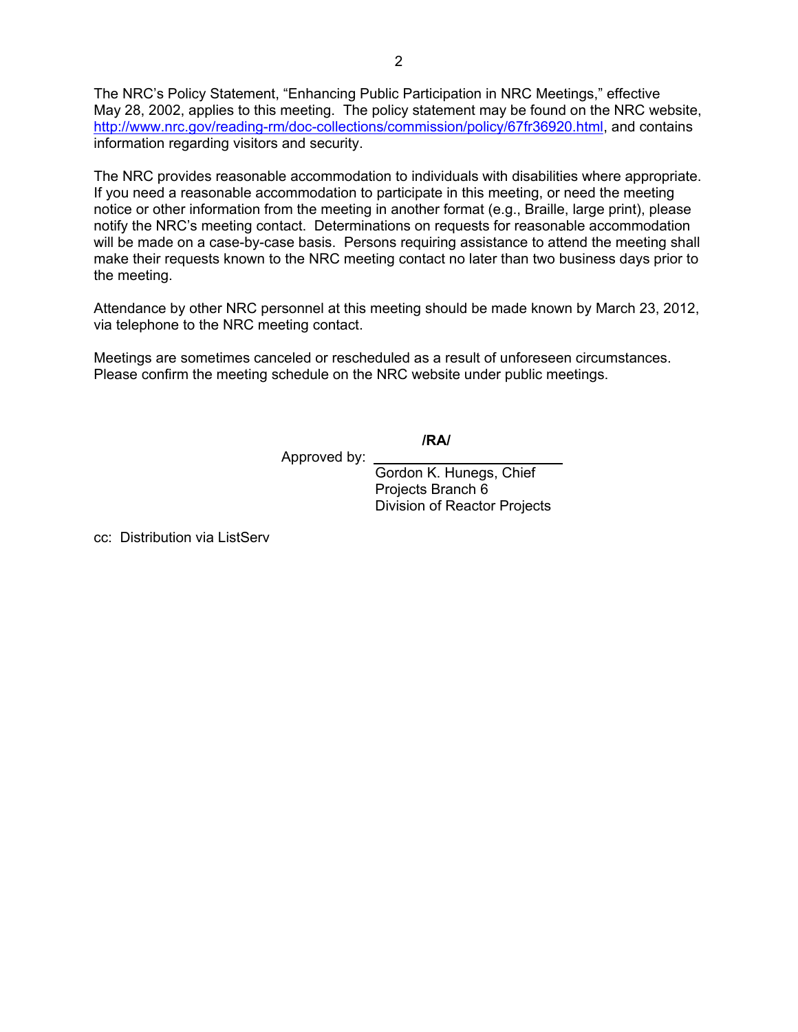The NRC's Policy Statement, "Enhancing Public Participation in NRC Meetings," effective May 28, 2002, applies to this meeting. The policy statement may be found on the NRC website, http://www.nrc.gov/reading-rm/doc-collections/commission/policy/67fr36920.html, and contains information regarding visitors and security.

The NRC provides reasonable accommodation to individuals with disabilities where appropriate. If you need a reasonable accommodation to participate in this meeting, or need the meeting notice or other information from the meeting in another format (e.g., Braille, large print), please notify the NRC's meeting contact. Determinations on requests for reasonable accommodation will be made on a case-by-case basis. Persons requiring assistance to attend the meeting shall make their requests known to the NRC meeting contact no later than two business days prior to the meeting.

Attendance by other NRC personnel at this meeting should be made known by March 23, 2012, via telephone to the NRC meeting contact.

Meetings are sometimes canceled or rescheduled as a result of unforeseen circumstances. Please confirm the meeting schedule on the NRC website under public meetings.

**/RA/**

Approved by: ______________________

Gordon K. Hunegs, Chief
Projects Branch 6
Division of Reactor Projects

cc: Distribution via ListServ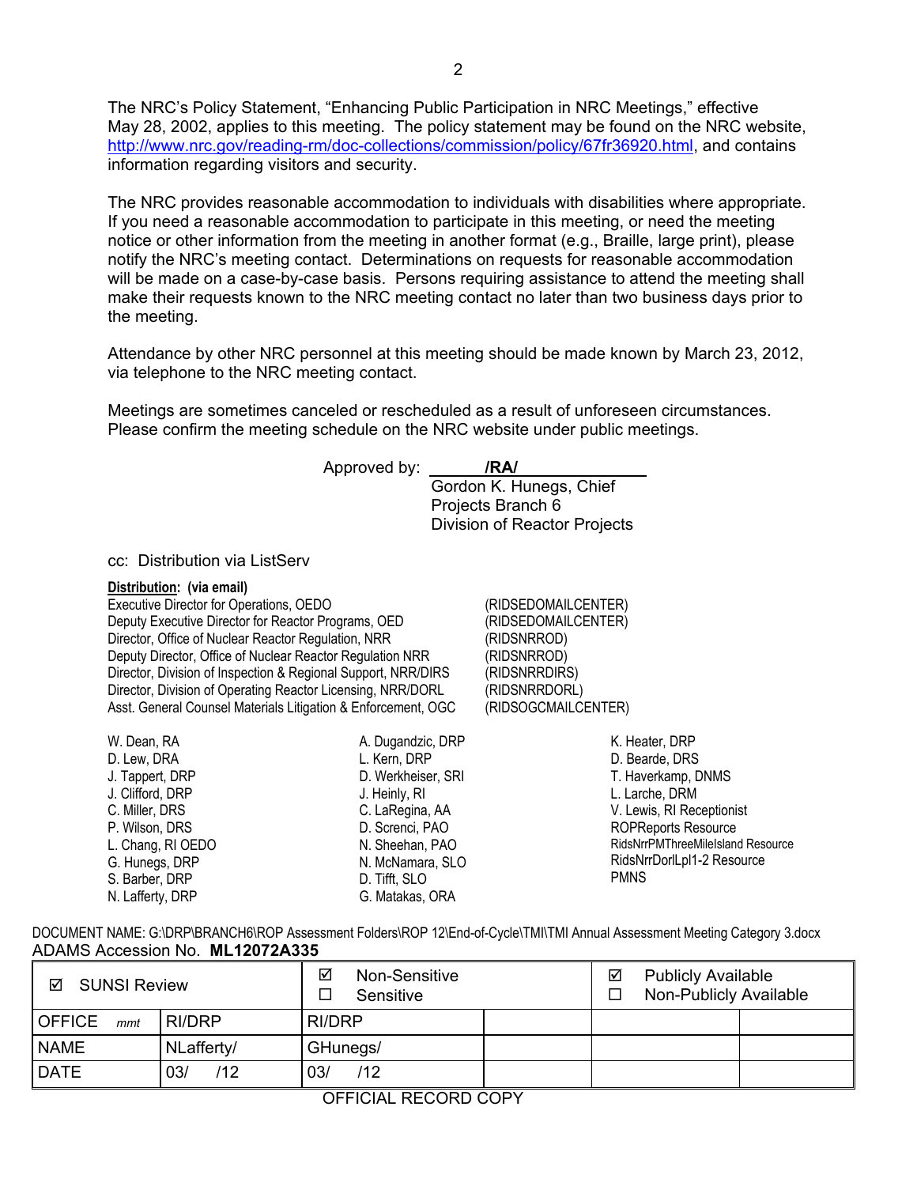The NRC's Policy Statement, "Enhancing Public Participation in NRC Meetings," effective May 28, 2002, applies to this meeting. The policy statement may be found on the NRC website, http://www.nrc.gov/reading-rm/doc-collections/commission/policy/67fr36920.html, and contains information regarding visitors and security.

The NRC provides reasonable accommodation to individuals with disabilities where appropriate. If you need a reasonable accommodation to participate in this meeting, or need the meeting notice or other information from the meeting in another format (e.g., Braille, large print), please notify the NRC's meeting contact. Determinations on requests for reasonable accommodation will be made on a case-by-case basis. Persons requiring assistance to attend the meeting shall make their requests known to the NRC meeting contact no later than two business days prior to the meeting.

Attendance by other NRC personnel at this meeting should be made known by March 23, 2012, via telephone to the NRC meeting contact.

Meetings are sometimes canceled or rescheduled as a result of unforeseen circumstances. Please confirm the meeting schedule on the NRC website under public meetings.

Approved by: **/RA/**
Gordon K. Hunegs, Chief
Projects Branch 6
Division of Reactor Projects

cc: Distribution via ListServ

**Distribution: (via email)**

Executive Director for Operations, OEDO (RIDSEDOMAILCENTER)
Deputy Executive Director for Reactor Programs, OED (RIDSEDOMAILCENTER)
Director, Office of Nuclear Reactor Regulation, NRR (RIDSNRROD)
Deputy Director, Office of Nuclear Reactor Regulation NRR (RIDSNRROD)
Director, Division of Inspection & Regional Support, NRR/DIRS (RIDSNRRDIRS)
Director, Division of Operating Reactor Licensing, NRR/DORL (RIDSNRRDORL)
Asst. General Counsel Materials Litigation & Enforcement, OGC (RIDSOGCMAILCENTER)

W. Dean, RA
D. Lew, DRA
J. Tappert, DRP
J. Clifford, DRP
C. Miller, DRS
P. Wilson, DRS
L. Chang, RI OEDO
G. Hunegs, DRP
S. Barber, DRP
N. Lafferty, DRP
A. Dugandzic, DRP
L. Kern, DRP
D. Werkheiser, SRI
J. Heinly, RI
C. LaRegina, AA
D. Screnci, PAO
N. Sheehan, PAO
N. McNamara, SLO
D. Tifft, SLO
G. Matakas, ORA
K. Heater, DRP
D. Bearde, DRS
T. Haverkamp, DNMS
L. Larche, DRM
V. Lewis, RI Receptionist
ROPReports Resource
RidsNrrPMThreeMileIsland Resource
RidsNrrDorlLpl1-2 Resource
PMNS

DOCUMENT NAME: G:\DRP\BRANCH6\ROP Assessment Folders\ROP 12\End-of-Cycle\TMI\TMI Annual Assessment Meeting Category 3.docx
ADAMS Accession No. **ML12072A335**

| ☑ SUNSI Review | | ☑ Non-Sensitive ☐ Sensitive | | ☑ Publicly Available ☐ Non-Publicly Available | |
|---|---|---|---|---|---|
| OFFICE *mmt* | RI/DRP | RI/DRP | | | |
| NAME | NLafferty/ | GHunegs/ | | | |
| DATE | 03/ /12 | 03/ /12 | | | |

OFFICIAL RECORD COPY